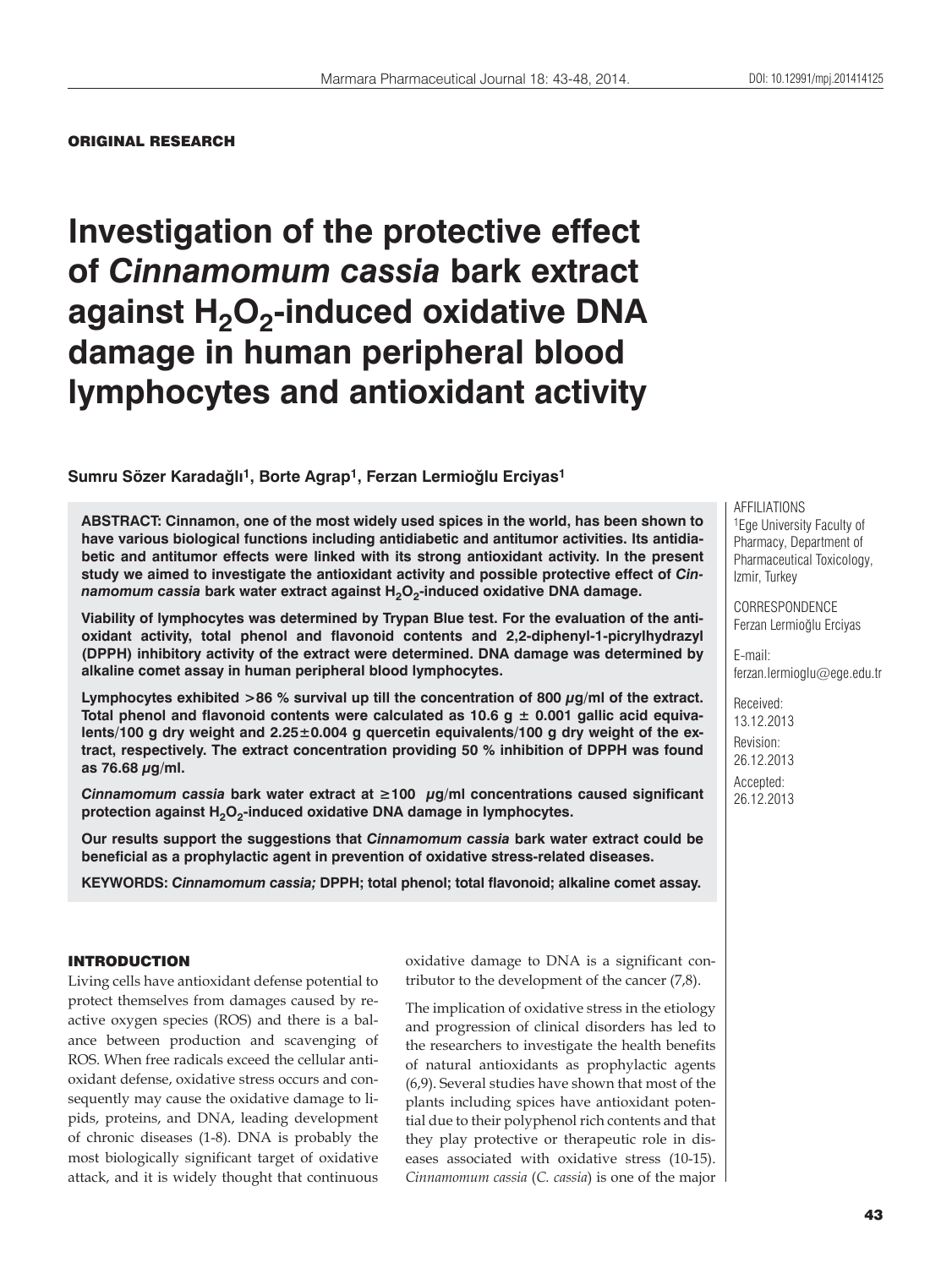ORIGINAL RESEARCH

# Investigation of the protective effect of *Cinnamomum cassia* bark extract against $H_2O_2$-induced oxidative DNA damage in human peripheral blood lymphocytes and antioxidant activity

**Sumru Sözer Karadağlı[1], Borte Agrap[1], Ferzan Lermioğlu Erciyas[1]**

AFFILIATIONS
[1]Ege University Faculty of Pharmacy, Department of Pharmaceutical Toxicology, Izmir, Turkey

CORRESPONDENCE
Ferzan Lermioğlu Erciyas

E-mail:
ferzan.lermioglu@ege.edu.tr

Received:
13.12.2013

Revision:
26.12.2013

Accepted:
26.12.2013

**ABSTRACT: Cinnamon, one of the most widely used spices in the world, has been shown to have various biological functions including antidiabetic and antitumor activities. Its antidiabetic and antitumor effects were linked with its strong antioxidant activity. In the present study we aimed to investigate the antioxidant activity and possible protective effect of *Cinnamomum cassia* bark water extract against $H_2O_2$-induced oxidative DNA damage.**

**Viability of lymphocytes was determined by Trypan Blue test. For the evaluation of the antioxidant activity, total phenol and flavonoid contents and 2,2-diphenyl-1-picrylhydrazyl (DPPH) inhibitory activity of the extract were determined. DNA damage was determined by alkaline comet assay in human peripheral blood lymphocytes.**

**Lymphocytes exhibited >86 % survival up till the concentration of 800 µg/ml of the extract. Total phenol and flavonoid contents were calculated as 10.6 g ± 0.001 gallic acid equivalents/100 g dry weight and 2.25±0.004 g quercetin equivalents/100 g dry weight of the extract, respectively. The extract concentration providing 50 % inhibition of DPPH was found as 76.68 µg/ml.**

***Cinnamomum cassia* bark water extract at ≥100 µg/ml concentrations caused significant protection against $H_2O_2$-induced oxidative DNA damage in lymphocytes.**

**Our results support the suggestions that *Cinnamomum cassia* bark water extract could be beneficial as a prophylactic agent in prevention of oxidative stress-related diseases.**

**KEYWORDS: *Cinnamomum cassia;* DPPH; total phenol; total flavonoid; alkaline comet assay.**

## INTRODUCTION

Living cells have antioxidant defense potential to protect themselves from damages caused by reactive oxygen species (ROS) and there is a balance between production and scavenging of ROS. When free radicals exceed the cellular antioxidant defense, oxidative stress occurs and consequently may cause the oxidative damage to lipids, proteins, and DNA, leading development of chronic diseases (1-8). DNA is probably the most biologically significant target of oxidative attack, and it is widely thought that continuous oxidative damage to DNA is a significant contributor to the development of the cancer (7,8).

The implication of oxidative stress in the etiology and progression of clinical disorders has led to the researchers to investigate the health benefits of natural antioxidants as prophylactic agents (6,9). Several studies have shown that most of the plants including spices have antioxidant potential due to their polyphenol rich contents and that they play protective or therapeutic role in diseases associated with oxidative stress (10-15). *Cinnamomum cassia* (*C. cassia*) is one of the major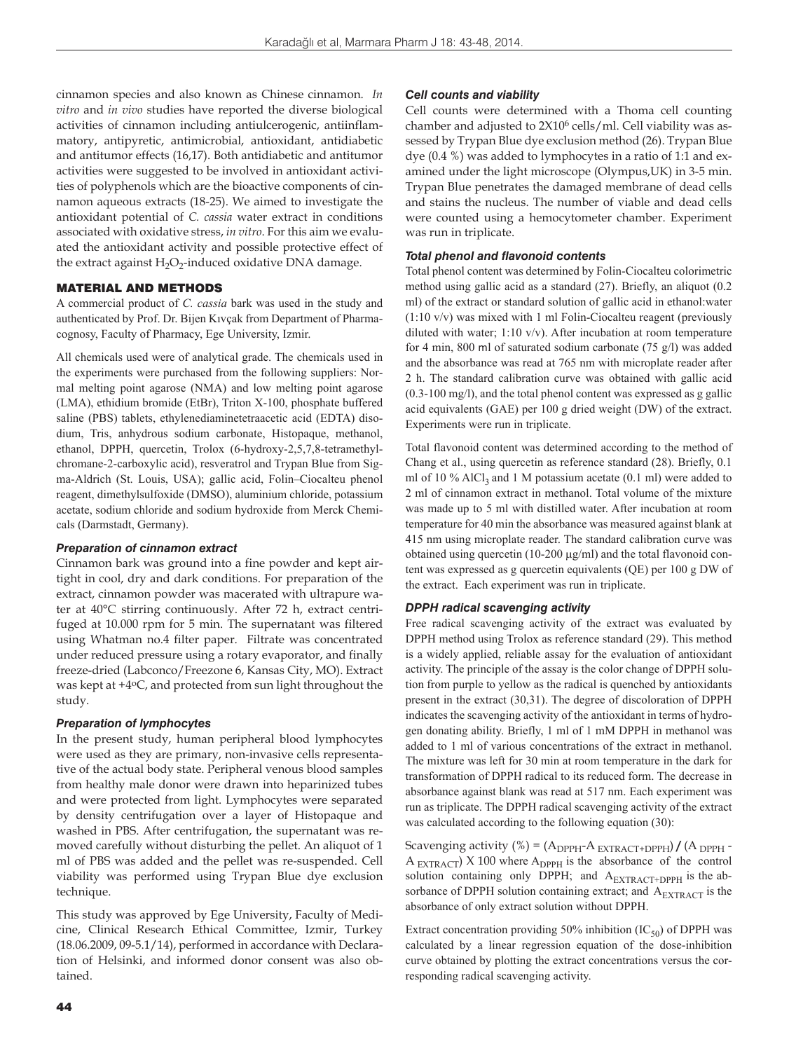cinnamon species and also known as Chinese cinnamon. *In vitro* and *in vivo* studies have reported the diverse biological activities of cinnamon including antiulcerogenic, antiinflammatory, antipyretic, antimicrobial, antioxidant, antidiabetic and antitumor effects (16,17). Both antidiabetic and antitumor activities were suggested to be involved in antioxidant activities of polyphenols which are the bioactive components of cinnamon aqueous extracts (18-25). We aimed to investigate the antioxidant potential of *C. cassia* water extract in conditions associated with oxidative stress, *in vitro*. For this aim we evaluated the antioxidant activity and possible protective effect of the extract against $H_2O_2$-induced oxidative DNA damage.

## MATERIAL AND METHODS

A commercial product of *C. cassia* bark was used in the study and authenticated by Prof. Dr. Bijen Kıvçak from Department of Pharmacognosy, Faculty of Pharmacy, Ege University, Izmir.

All chemicals used were of analytical grade. The chemicals used in the experiments were purchased from the following suppliers: Normal melting point agarose (NMA) and low melting point agarose (LMA), ethidium bromide (EtBr), Triton X-100, phosphate buffered saline (PBS) tablets, ethylenediaminetetraacetic acid (EDTA) disodium, Tris, anhydrous sodium carbonate, Histopaque, methanol, ethanol, DPPH, quercetin, Trolox (6-hydroxy-2,5,7,8-tetramethylchromane-2-carboxylic acid), resveratrol and Trypan Blue from Sigma-Aldrich (St. Louis, USA); gallic acid, Folin–Ciocalteu phenol reagent, dimethylsulfoxide (DMSO), aluminium chloride, potassium acetate, sodium chloride and sodium hydroxide from Merck Chemicals (Darmstadt, Germany).

### *Preparation of cinnamon extract*

Cinnamon bark was ground into a fine powder and kept airtight in cool, dry and dark conditions. For preparation of the extract, cinnamon powder was macerated with ultrapure water at 40°C stirring continuously. After 72 h, extract centrifuged at 10.000 rpm for 5 min. The supernatant was filtered using Whatman no.4 filter paper. Filtrate was concentrated under reduced pressure using a rotary evaporator, and finally freeze-dried (Labconco/Freezone 6, Kansas City, MO). Extract was kept at +4ºC, and protected from sun light throughout the study.

### *Preparation of lymphocytes*

In the present study, human peripheral blood lymphocytes were used as they are primary, non-invasive cells representative of the actual body state. Peripheral venous blood samples from healthy male donor were drawn into heparinized tubes and were protected from light. Lymphocytes were separated by density centrifugation over a layer of Histopaque and washed in PBS. After centrifugation, the supernatant was removed carefully without disturbing the pellet. An aliquot of 1 ml of PBS was added and the pellet was re-suspended. Cell viability was performed using Trypan Blue dye exclusion technique.

This study was approved by Ege University, Faculty of Medicine, Clinical Research Ethical Committee, Izmir, Turkey (18.06.2009, 09-5.1/14), performed in accordance with Declaration of Helsinki, and informed donor consent was also obtained.

### *Cell counts and viability*

Cell counts were determined with a Thoma cell counting chamber and adjusted to $2X10^6$ cells/ml. Cell viability was assessed by Trypan Blue dye exclusion method (26). Trypan Blue dye (0.4 %) was added to lymphocytes in a ratio of 1:1 and examined under the light microscope (Olympus,UK) in 3-5 min. Trypan Blue penetrates the damaged membrane of dead cells and stains the nucleus. The number of viable and dead cells were counted using a hemocytometer chamber. Experiment was run in triplicate.

### *Total phenol and flavonoid contents*

Total phenol content was determined by Folin-Ciocalteu colorimetric method using gallic acid as a standard (27). Briefly, an aliquot (0.2 ml) of the extract or standard solution of gallic acid in ethanol:water (1:10 v/v) was mixed with 1 ml Folin-Ciocalteu reagent (previously diluted with water; 1:10 v/v). After incubation at room temperature for 4 min, 800 ml of saturated sodium carbonate (75 g/l) was added and the absorbance was read at 765 nm with microplate reader after 2 h. The standard calibration curve was obtained with gallic acid (0.3-100 mg/l), and the total phenol content was expressed as g gallic acid equivalents (GAE) per 100 g dried weight (DW) of the extract. Experiments were run in triplicate.

Total flavonoid content was determined according to the method of Chang et al., using quercetin as reference standard (28). Briefly, 0.1 ml of 10 % $AlCl_3$ and 1 M potassium acetate (0.1 ml) were added to 2 ml of cinnamon extract in methanol. Total volume of the mixture was made up to 5 ml with distilled water. After incubation at room temperature for 40 min the absorbance was measured against blank at 415 nm using microplate reader. The standard calibration curve was obtained using quercetin (10-200 µg/ml) and the total flavonoid content was expressed as g quercetin equivalents (QE) per 100 g DW of the extract. Each experiment was run in triplicate.

### *DPPH radical scavenging activity*

Free radical scavenging activity of the extract was evaluated by DPPH method using Trolox as reference standard (29). This method is a widely applied, reliable assay for the evaluation of antioxidant activity. The principle of the assay is the color change of DPPH solution from purple to yellow as the radical is quenched by antioxidants present in the extract (30,31). The degree of discoloration of DPPH indicates the scavenging activity of the antioxidant in terms of hydrogen donating ability. Briefly, 1 ml of 1 mM DPPH in methanol was added to 1 ml of various concentrations of the extract in methanol. The mixture was left for 30 min at room temperature in the dark for transformation of DPPH radical to its reduced form. The decrease in absorbance against blank was read at 517 nm. Each experiment was run as triplicate. The DPPH radical scavenging activity of the extract was calculated according to the following equation (30):

Scavenging activity (%) = $(A_{DPPH} - A_{EXTRACT+DPPH}) / (A_{DPPH} - A_{EXTRACT}) \times 100$ where $A_{DPPH}$ is the absorbance of the control solution containing only DPPH; and $A_{EXTRACT+DPPH}$ is the absorbance of DPPH solution containing extract; and $A_{EXTRACT}$ is the absorbance of only extract solution without DPPH.

Extract concentration providing 50% inhibition ($IC_{50}$) of DPPH was calculated by a linear regression equation of the dose-inhibition curve obtained by plotting the extract concentrations versus the corresponding radical scavenging activity.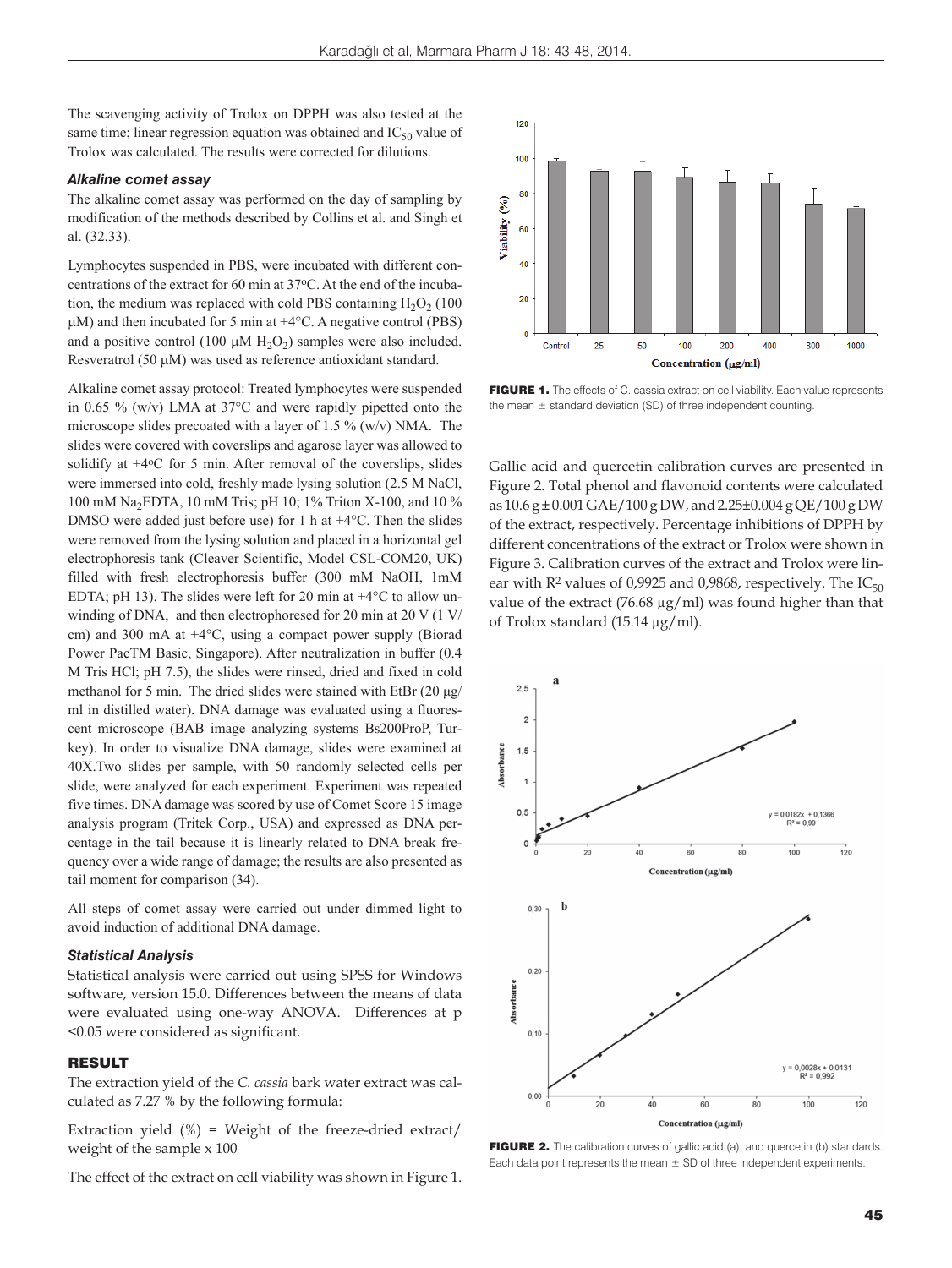The scavenging activity of Trolox on DPPH was also tested at the same time; linear regression equation was obtained and $IC_{50}$ value of Trolox was calculated. The results were corrected for dilutions.

### *Alkaline comet assay*

The alkaline comet assay was performed on the day of sampling by modification of the methods described by Collins et al. and Singh et al. (32,33).

Lymphocytes suspended in PBS, were incubated with different concentrations of the extract for 60 min at 37°C. At the end of the incubation, the medium was replaced with cold PBS containing $H_2O_2$ (100 µM) and then incubated for 5 min at +4°C. A negative control (PBS) and a positive control (100 µM $H_2O_2$) samples were also included. Resveratrol (50 µM) was used as reference antioxidant standard.

Alkaline comet assay protocol: Treated lymphocytes were suspended in 0.65 % (w/v) LMA at 37°C and were rapidly pipetted onto the microscope slides precoated with a layer of 1.5 % (w/v) NMA. The slides were covered with coverslips and agarose layer was allowed to solidify at +4°C for 5 min. After removal of the coverslips, slides were immersed into cold, freshly made lysing solution (2.5 M NaCl, 100 mM $Na_2EDTA$, 10 mM Tris; pH 10; 1% Triton X-100, and 10 % DMSO were added just before use) for 1 h at +4°C. Then the slides were removed from the lysing solution and placed in a horizontal gel electrophoresis tank (Cleaver Scientific, Model CSL-COM20, UK) filled with fresh electrophoresis buffer (300 mM NaOH, 1mM EDTA; pH 13). The slides were left for 20 min at +4°C to allow unwinding of DNA, and then electrophoresed for 20 min at 20 V (1 V/cm) and 300 mA at +4°C, using a compact power supply (Biorad Power PacTM Basic, Singapore). After neutralization in buffer (0.4 M Tris HCl; pH 7.5), the slides were rinsed, dried and fixed in cold methanol for 5 min. The dried slides were stained with EtBr (20 µg/ml in distilled water). DNA damage was evaluated using a fluorescent microscope (BAB image analyzing systems Bs200ProP, Turkey). In order to visualize DNA damage, slides were examined at 40X.Two slides per sample, with 50 randomly selected cells per slide, were analyzed for each experiment. Experiment was repeated five times. DNA damage was scored by use of Comet Score 15 image analysis program (Tritek Corp., USA) and expressed as DNA percentage in the tail because it is linearly related to DNA break frequency over a wide range of damage; the results are also presented as tail moment for comparison (34).

All steps of comet assay were carried out under dimmed light to avoid induction of additional DNA damage.

### *Statistical Analysis*

Statistical analysis were carried out using SPSS for Windows software, version 15.0. Differences between the means of data were evaluated using one-way ANOVA. Differences at $p < 0.05$ were considered as significant.

## RESULT

The extraction yield of the *C. cassia* bark water extract was calculated as 7.27 % by the following formula:

Extraction yield (%) = Weight of the freeze-dried extract/ weight of the sample x 100

The effect of the extract on cell viability was shown in Figure 1.

**FIGURE 1.** The effects of C. cassia extract on cell viability. Each value represents the mean ± standard deviation (SD) of three independent counting.

Gallic acid and quercetin calibration curves are presented in Figure 2. Total phenol and flavonoid contents were calculated as 10.6 g ± 0.001 GAE/100 g DW, and 2.25±0.004 g QE/100 g DW of the extract, respectively. Percentage inhibitions of DPPH by different concentrations of the extract or Trolox were shown in Figure 3. Calibration curves of the extract and Trolox were linear with $R^2$ values of 0,9925 and 0,9868, respectively. The $IC_{50}$ value of the extract (76.68 µg/ml) was found higher than that of Trolox standard (15.14 µg/ml).

**FIGURE 2.** The calibration curves of gallic acid (a), and quercetin (b) standards. Each data point represents the mean ± SD of three independent experiments.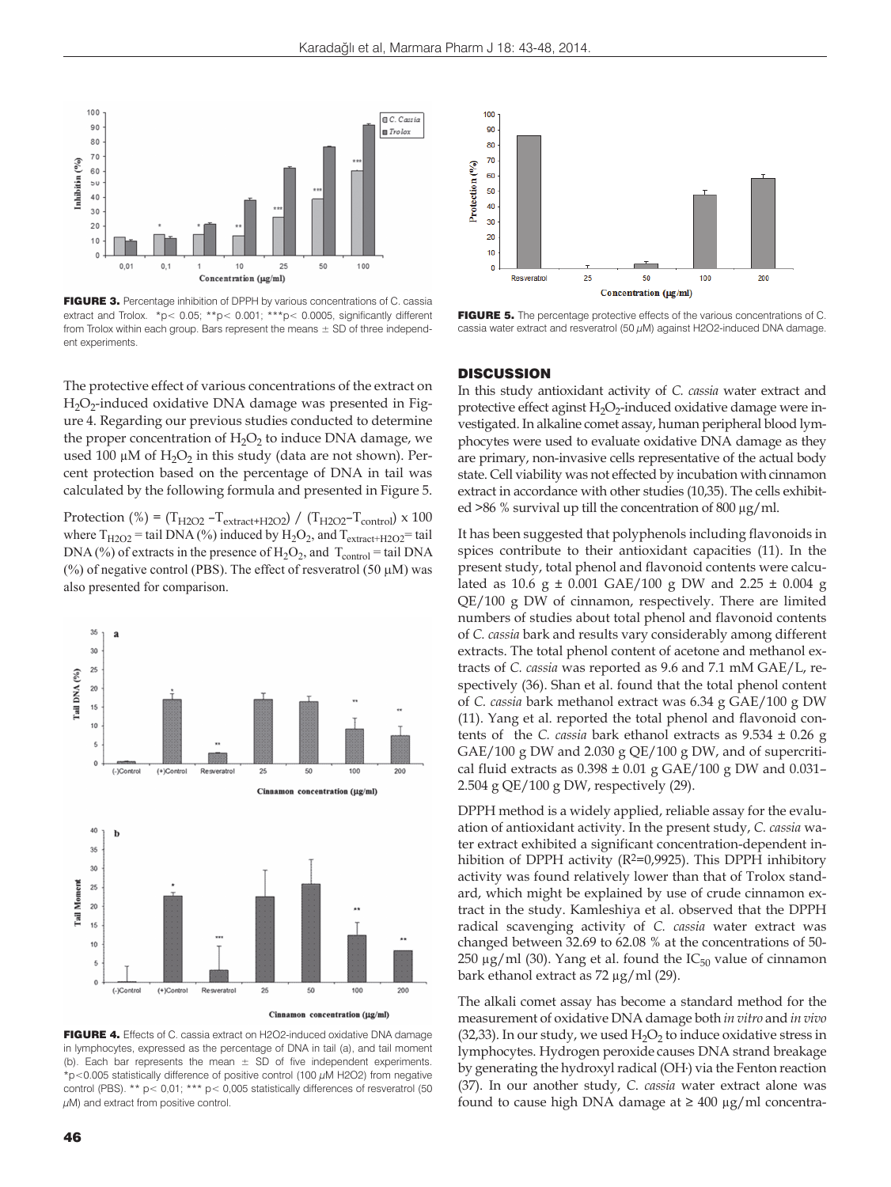**FIGURE 3.** Percentage inhibition of DPPH by various concentrations of C. cassia extract and Trolox. *p< 0.05; **p< 0.001; ***p< 0.0005, significantly different from Trolox within each group. Bars represent the means ± SD of three independent experiments.

The protective effect of various concentrations of the extract on $H_2O_2$-induced oxidative DNA damage was presented in Figure 4. Regarding our previous studies conducted to determine the proper concentration of $H_2O_2$ to induce DNA damage, we used 100 µM of $H_2O_2$ in this study (data are not shown). Percent protection based on the percentage of DNA in tail was calculated by the following formula and presented in Figure 5.

Protection (%) = $(T_{H2O2} - T_{extract+H2O2}) / (T_{H2O2} - T_{control}) \times 100$ where $T_{H2O2}$ = tail DNA (%) induced by $H_2O_2$, and $T_{extract+H2O2}$ = tail DNA (%) of extracts in the presence of $H_2O_2$, and $T_{control}$ = tail DNA (%) of negative control (PBS). The effect of resveratrol (50 µM) was also presented for comparison.

**FIGURE 4.** Effects of C. cassia extract on H2O2-induced oxidative DNA damage in lymphocytes, expressed as the percentage of DNA in tail (a), and tail moment (b). Each bar represents the mean ± SD of five independent experiments. *p<0.005 statistically difference of positive control (100 µM H2O2) from negative control (PBS). ** p< 0,01; *** p< 0,005 statistically differences of resveratrol (50 µM) and extract from positive control.

**FIGURE 5.** The percentage protective effects of the various concentrations of C. cassia water extract and resveratrol (50 µM) against H2O2-induced DNA damage.

## DISCUSSION

In this study antioxidant activity of *C. cassia* water extract and protective effect aginst $H_2O_2$-induced oxidative damage were investigated. In alkaline comet assay, human peripheral blood lymphocytes were used to evaluate oxidative DNA damage as they are primary, non-invasive cells representative of the actual body state. Cell viability was not effected by incubation with cinnamon extract in accordance with other studies (10,35). The cells exhibited >86 % survival up till the concentration of 800 µg/ml.

It has been suggested that polyphenols including flavonoids in spices contribute to their antioxidant capacities (11). In the present study, total phenol and flavonoid contents were calculated as 10.6 g ± 0.001 GAE/100 g DW and 2.25 ± 0.004 g QE/100 g DW of cinnamon, respectively. There are limited numbers of studies about total phenol and flavonoid contents of *C. cassia* bark and results vary considerably among different extracts. The total phenol content of acetone and methanol extracts of *C. cassia* was reported as 9.6 and 7.1 mM GAE/L, respectively (36). Shan et al. found that the total phenol content of *C. cassia* bark methanol extract was 6.34 g GAE/100 g DW (11). Yang et al. reported the total phenol and flavonoid contents of the *C. cassia* bark ethanol extracts as 9.534 ± 0.26 g GAE/100 g DW and 2.030 g QE/100 g DW, and of supercritical fluid extracts as 0.398 ± 0.01 g GAE/100 g DW and 0.031–2.504 g QE/100 g DW, respectively (29).

DPPH method is a widely applied, reliable assay for the evaluation of antioxidant activity. In the present study, *C. cassia* water extract exhibited a significant concentration-dependent inhibition of DPPH activity ($R^2$=0,9925). This DPPH inhibitory activity was found relatively lower than that of Trolox standard, which might be explained by use of crude cinnamon extract in the study. Kamleshiya et al. observed that the DPPH radical scavenging activity of *C. cassia* water extract was changed between 32.69 to 62.08 % at the concentrations of 50-250 µg/ml (30). Yang et al. found the $IC_{50}$ value of cinnamon bark ethanol extract as 72 µg/ml (29).

The alkali comet assay has become a standard method for the measurement of oxidative DNA damage both *in vitro* and *in vivo* (32,33). In our study, we used $H_2O_2$ to induce oxidative stress in lymphocytes. Hydrogen peroxide causes DNA strand breakage by generating the hydroxyl radical (OH·) via the Fenton reaction (37). In our another study, *C. cassia* water extract alone was found to cause high DNA damage at ≥ 400 µg/ml concentra-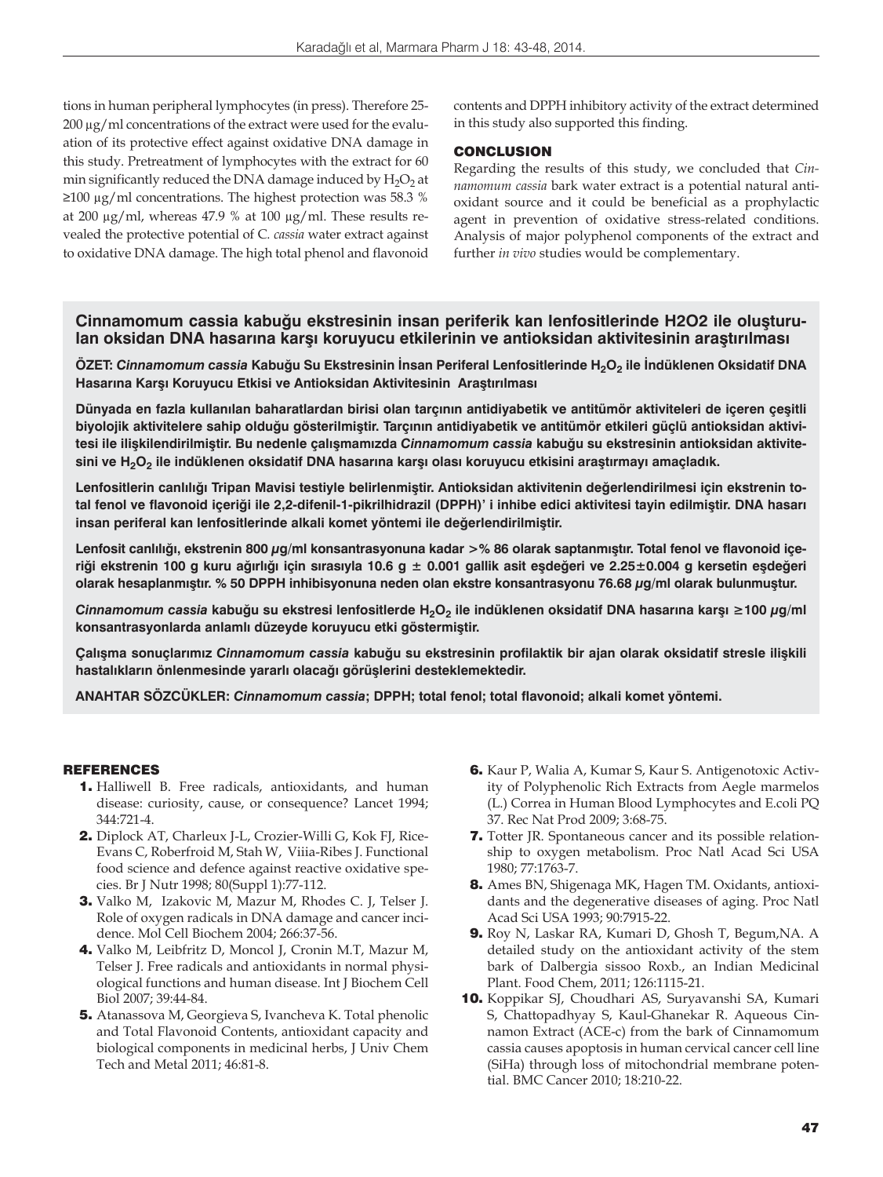tions in human peripheral lymphocytes (in press). Therefore 25-200 µg/ml concentrations of the extract were used for the evaluation of its protective effect against oxidative DNA damage in this study. Pretreatment of lymphocytes with the extract for 60 min significantly reduced the DNA damage induced by $H_2O_2$ at ≥100 µg/ml concentrations. The highest protection was 58.3 % at 200 µg/ml, whereas 47.9 % at 100 µg/ml. These results revealed the protective potential of C. *cassia* water extract against to oxidative DNA damage. The high total phenol and flavonoid contents and DPPH inhibitory activity of the extract determined in this study also supported this finding.

## CONCLUSION

Regarding the results of this study, we concluded that *Cinnamomum cassia* bark water extract is a potential natural antioxidant source and it could be beneficial as a prophylactic agent in prevention of oxidative stress-related conditions. Analysis of major polyphenol components of the extract and further *in vivo* studies would be complementary.

## Cinnamomum cassia kabuğu ekstresinin insan periferik kan lenfositlerinde H2O2 ile oluşturulan oksidan DNA hasarına karşı koruyucu etkilerinin ve antioksidan aktivitesinin araştırılması

**ÖZET: *Cinnamomum cassia* Kabuğu Su Ekstresinin İnsan Periferal Lenfositlerinde $H_2O_2$ ile İndüklenen Oksidatif DNA Hasarına Karşı Koruyucu Etkisi ve Antioksidan Aktivitesinin Araştırılması**

**Dünyada en fazla kullanılan baharatlardan birisi olan tarçının antidiyabetik ve antitümör aktiviteleri de içeren çeşitli biyolojik aktivitelere sahip olduğu gösterilmiştir. Tarçının antidiyabetik ve antitümör etkileri güçlü antioksidan aktivitesi ile ilişkilendirilmiştir. Bu nedenle çalışmamızda *Cinnamomum cassia* kabuğu su ekstresinin antioksidan aktivitesini ve $H_2O_2$ ile indüklenen oksidatif DNA hasarına karşı olası koruyucu etkisini araştırmayı amaçladık.**

**Lenfositlerin canlılığı Tripan Mavisi testiyle belirlenmiştir. Antioksidan aktivitenin değerlendirilmesi için ekstrenin total fenol ve flavonoid içeriği ile 2,2-difenil-1-pikrilhidrazil (DPPH)' i inhibe edici aktivitesi tayin edilmiştir. DNA hasarı insan periferal kan lenfositlerinde alkali komet yöntemi ile değerlendirilmiştir.**

**Lenfosit canlılığı, ekstrenin 800 µg/ml konsantrasyonuna kadar >% 86 olarak saptanmıştır. Total fenol ve flavonoid içeriği ekstrenin 100 g kuru ağırlığı için sırasıyla 10.6 g ± 0.001 gallik asit eşdeğeri ve 2.25±0.004 g kersetin eşdeğeri olarak hesaplanmıştır. % 50 DPPH inhibisyonuna neden olan ekstre konsantrasyonu 76.68 µg/ml olarak bulunmuştur.**

***Cinnamomum cassia* kabuğu su ekstresi lenfositlerde $H_2O_2$ ile indüklenen oksidatif DNA hasarına karşı ≥100 µg/ml konsantrasyonlarda anlamlı düzeyde koruyucu etki göstermiştir.**

**Çalışma sonuçlarımız *Cinnamomum cassia* kabuğu su ekstresinin profilaktik bir ajan olarak oksidatif stresle ilişkili hastalıkların önlenmesinde yararlı olacağı görüşlerini desteklemektedir.**

**ANAHTAR SÖZCÜKLER: *Cinnamomum cassia*; DPPH; total fenol; total flavonoid; alkali komet yöntemi.**

## REFERENCES

1. Halliwell B. Free radicals, antioxidants, and human disease: curiosity, cause, or consequence? Lancet 1994; 344:721-4.
2. Diplock AT, Charleux J-L, Crozier-Willi G, Kok FJ, Rice-Evans C, Roberfroid M, Stah W, Viiia-Ribes J. Functional food science and defence against reactive oxidative species. Br J Nutr 1998; 80(Suppl 1):77-112.
3. Valko M, Izakovic M, Mazur M, Rhodes C. J, Telser J. Role of oxygen radicals in DNA damage and cancer incidence. Mol Cell Biochem 2004; 266:37-56.
4. Valko M, Leibfritz D, Moncol J, Cronin M.T, Mazur M, Telser J. Free radicals and antioxidants in normal physiological functions and human disease. Int J Biochem Cell Biol 2007; 39:44-84.
5. Atanassova M, Georgieva S, Ivancheva K. Total phenolic and Total Flavonoid Contents, antioxidant capacity and biological components in medicinal herbs, J Univ Chem Tech and Metal 2011; 46:81-8.
6. Kaur P, Walia A, Kumar S, Kaur S. Antigenotoxic Activity of Polyphenolic Rich Extracts from Aegle marmelos (L.) Correa in Human Blood Lymphocytes and E.coli PQ 37. Rec Nat Prod 2009; 3:68-75.
7. Totter JR. Spontaneous cancer and its possible relationship to oxygen metabolism. Proc Natl Acad Sci USA 1980; 77:1763-7.
8. Ames BN, Shigenaga MK, Hagen TM. Oxidants, antioxidants and the degenerative diseases of aging. Proc Natl Acad Sci USA 1993; 90:7915-22.
9. Roy N, Laskar RA, Kumari D, Ghosh T, Begum,NA. A detailed study on the antioxidant activity of the stem bark of Dalbergia sissoo Roxb., an Indian Medicinal Plant. Food Chem, 2011; 126:1115-21.
10. Koppikar SJ, Choudhari AS, Suryavanshi SA, Kumari S, Chattopadhyay S, Kaul-Ghanekar R. Aqueous Cinnamon Extract (ACE-c) from the bark of Cinnamomum cassia causes apoptosis in human cervical cancer cell line (SiHa) through loss of mitochondrial membrane potential. BMC Cancer 2010; 18:210-22.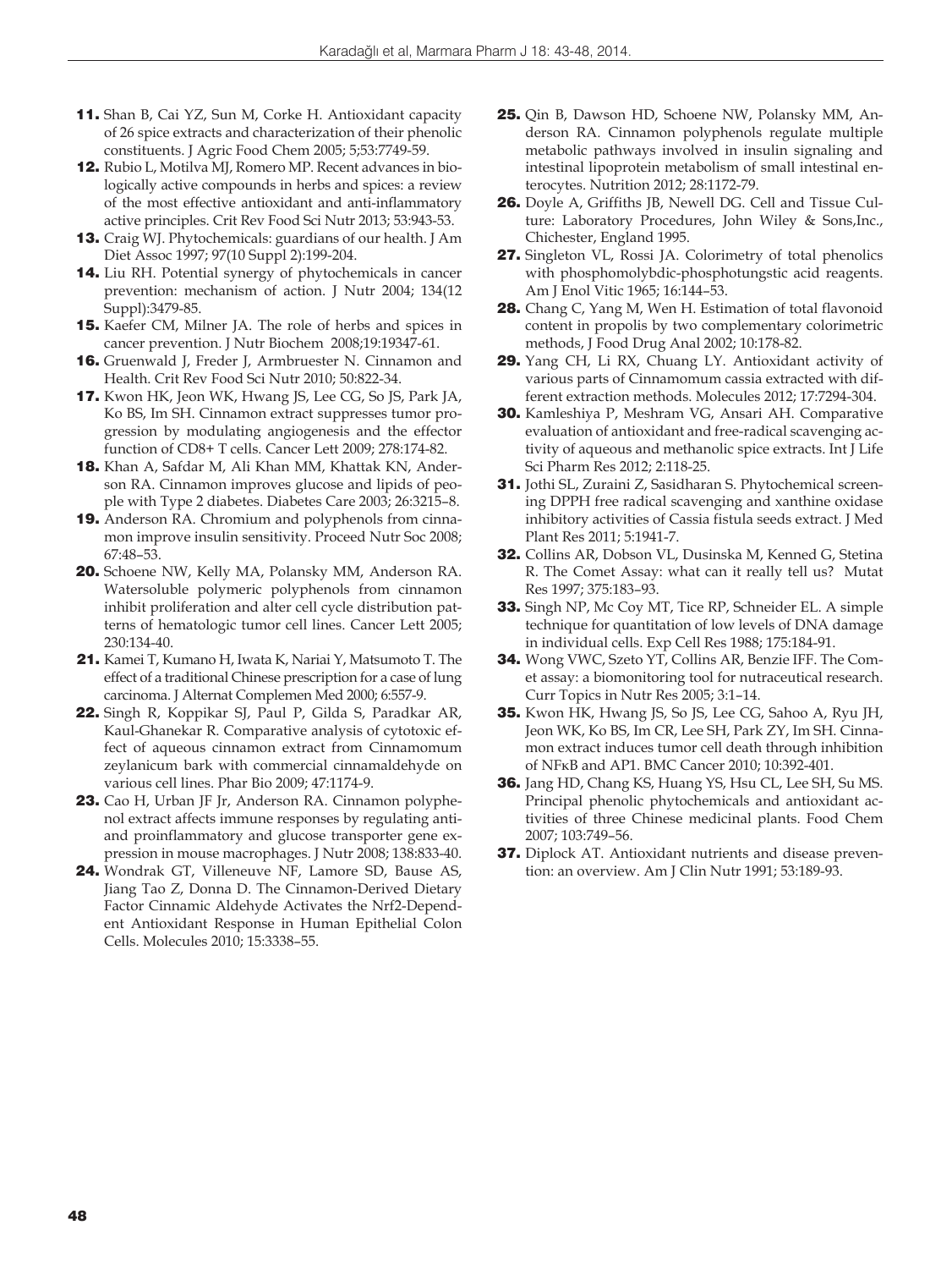11. Shan B, Cai YZ, Sun M, Corke H. Antioxidant capacity of 26 spice extracts and characterization of their phenolic constituents. J Agric Food Chem 2005; 5;53:7749-59.
12. Rubio L, Motilva MJ, Romero MP. Recent advances in biologically active compounds in herbs and spices: a review of the most effective antioxidant and anti-inflammatory active principles. Crit Rev Food Sci Nutr 2013; 53:943-53.
13. Craig WJ. Phytochemicals: guardians of our health. J Am Diet Assoc 1997; 97(10 Suppl 2):199-204.
14. Liu RH. Potential synergy of phytochemicals in cancer prevention: mechanism of action. J Nutr 2004; 134(12 Suppl):3479-85.
15. Kaefer CM, Milner JA. The role of herbs and spices in cancer prevention. J Nutr Biochem 2008;19:19347-61.
16. Gruenwald J, Freder J, Armbruester N. Cinnamon and Health. Crit Rev Food Sci Nutr 2010; 50:822-34.
17. Kwon HK, Jeon WK, Hwang JS, Lee CG, So JS, Park JA, Ko BS, Im SH. Cinnamon extract suppresses tumor progression by modulating angiogenesis and the effector function of CD8+ T cells. Cancer Lett 2009; 278:174-82.
18. Khan A, Safdar M, Ali Khan MM, Khattak KN, Anderson RA. Cinnamon improves glucose and lipids of people with Type 2 diabetes. Diabetes Care 2003; 26:3215–8.
19. Anderson RA. Chromium and polyphenols from cinnamon improve insulin sensitivity. Proceed Nutr Soc 2008; 67:48–53.
20. Schoene NW, Kelly MA, Polansky MM, Anderson RA. Watersoluble polymeric polyphenols from cinnamon inhibit proliferation and alter cell cycle distribution patterns of hematologic tumor cell lines. Cancer Lett 2005; 230:134-40.
21. Kamei T, Kumano H, Iwata K, Nariai Y, Matsumoto T. The effect of a traditional Chinese prescription for a case of lung carcinoma. J Alternat Complemen Med 2000; 6:557-9.
22. Singh R, Koppikar SJ, Paul P, Gilda S, Paradkar AR, Kaul-Ghanekar R. Comparative analysis of cytotoxic effect of aqueous cinnamon extract from Cinnamomum zeylanicum bark with commercial cinnamaldehyde on various cell lines. Phar Bio 2009; 47:1174-9.
23. Cao H, Urban JF Jr, Anderson RA. Cinnamon polyphenol extract affects immune responses by regulating anti- and proinflammatory and glucose transporter gene expression in mouse macrophages. J Nutr 2008; 138:833-40.
24. Wondrak GT, Villeneuve NF, Lamore SD, Bause AS, Jiang Tao Z, Donna D. The Cinnamon-Derived Dietary Factor Cinnamic Aldehyde Activates the Nrf2-Dependent Antioxidant Response in Human Epithelial Colon Cells. Molecules 2010; 15:3338–55.
25. Qin B, Dawson HD, Schoene NW, Polansky MM, Anderson RA. Cinnamon polyphenols regulate multiple metabolic pathways involved in insulin signaling and intestinal lipoprotein metabolism of small intestinal enterocytes. Nutrition 2012; 28:1172-79.
26. Doyle A, Griffiths JB, Newell DG. Cell and Tissue Culture: Laboratory Procedures, John Wiley & Sons,Inc., Chichester, England 1995.
27. Singleton VL, Rossi JA. Colorimetry of total phenolics with phosphomolybdic-phosphotungstic acid reagents. Am J Enol Vitic 1965; 16:144–53.
28. Chang C, Yang M, Wen H. Estimation of total flavonoid content in propolis by two complementary colorimetric methods, J Food Drug Anal 2002; 10:178-82.
29. Yang CH, Li RX, Chuang LY. Antioxidant activity of various parts of Cinnamomum cassia extracted with different extraction methods. Molecules 2012; 17:7294-304.
30. Kamleshiya P, Meshram VG, Ansari AH. Comparative evaluation of antioxidant and free-radical scavenging activity of aqueous and methanolic spice extracts. Int J Life Sci Pharm Res 2012; 2:118-25.
31. Jothi SL, Zuraini Z, Sasidharan S. Phytochemical screening DPPH free radical scavenging and xanthine oxidase inhibitory activities of Cassia fistula seeds extract. J Med Plant Res 2011; 5:1941-7.
32. Collins AR, Dobson VL, Dusinska M, Kenned G, Stetina R. The Comet Assay: what can it really tell us? Mutat Res 1997; 375:183–93.
33. Singh NP, Mc Coy MT, Tice RP, Schneider EL. A simple technique for quantitation of low levels of DNA damage in individual cells. Exp Cell Res 1988; 175:184-91.
34. Wong VWC, Szeto YT, Collins AR, Benzie IFF. The Comet assay: a biomonitoring tool for nutraceutical research. Curr Topics in Nutr Res 2005; 3:1–14.
35. Kwon HK, Hwang JS, So JS, Lee CG, Sahoo A, Ryu JH, Jeon WK, Ko BS, Im CR, Lee SH, Park ZY, Im SH. Cinnamon extract induces tumor cell death through inhibition of NFκB and AP1. BMC Cancer 2010; 10:392-401.
36. Jang HD, Chang KS, Huang YS, Hsu CL, Lee SH, Su MS. Principal phenolic phytochemicals and antioxidant activities of three Chinese medicinal plants. Food Chem 2007; 103:749–56.
37. Diplock AT. Antioxidant nutrients and disease prevention: an overview. Am J Clin Nutr 1991; 53:189-93.